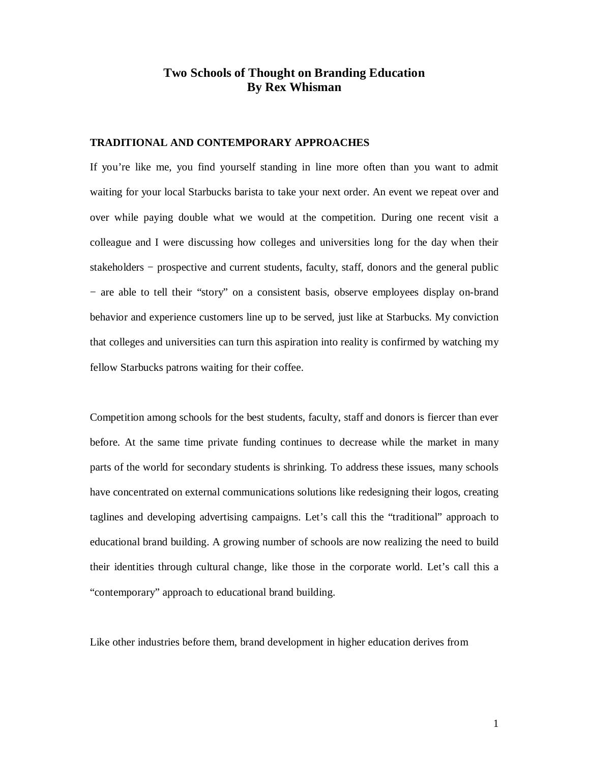# Two Schools of Thought on Branding Education
## By Rex Whisman

### TRADITIONAL AND CONTEMPORARY APPROACHES

If you're like me, you find yourself standing in line more often than you want to admit waiting for your local Starbucks barista to take your next order. An event we repeat over and over while paying double what we would at the competition. During one recent visit a colleague and I were discussing how colleges and universities long for the day when their stakeholders − prospective and current students, faculty, staff, donors and the general public − are able to tell their "story" on a consistent basis, observe employees display on-brand behavior and experience customers line up to be served, just like at Starbucks. My conviction that colleges and universities can turn this aspiration into reality is confirmed by watching my fellow Starbucks patrons waiting for their coffee.

Competition among schools for the best students, faculty, staff and donors is fiercer than ever before. At the same time private funding continues to decrease while the market in many parts of the world for secondary students is shrinking. To address these issues, many schools have concentrated on external communications solutions like redesigning their logos, creating taglines and developing advertising campaigns. Let's call this the "traditional" approach to educational brand building. A growing number of schools are now realizing the need to build their identities through cultural change, like those in the corporate world. Let's call this a "contemporary" approach to educational brand building.

Like other industries before them, brand development in higher education derives from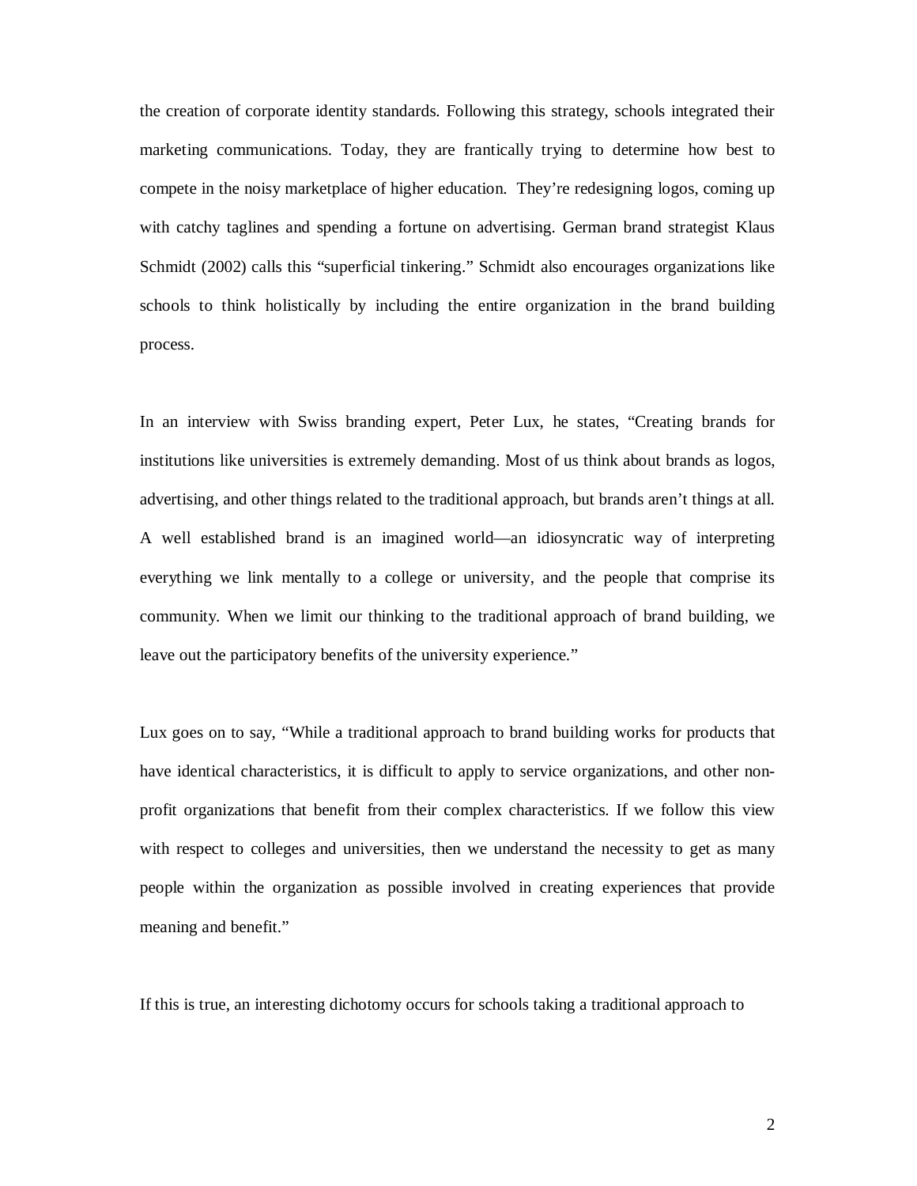the creation of corporate identity standards. Following this strategy, schools integrated their marketing communications. Today, they are frantically trying to determine how best to compete in the noisy marketplace of higher education. They're redesigning logos, coming up with catchy taglines and spending a fortune on advertising. German brand strategist Klaus Schmidt (2002) calls this "superficial tinkering." Schmidt also encourages organizations like schools to think holistically by including the entire organization in the brand building process.

In an interview with Swiss branding expert, Peter Lux, he states, "Creating brands for institutions like universities is extremely demanding. Most of us think about brands as logos, advertising, and other things related to the traditional approach, but brands aren't things at all. A well established brand is an imagined world—an idiosyncratic way of interpreting everything we link mentally to a college or university, and the people that comprise its community. When we limit our thinking to the traditional approach of brand building, we leave out the participatory benefits of the university experience."

Lux goes on to say, "While a traditional approach to brand building works for products that have identical characteristics, it is difficult to apply to service organizations, and other non-profit organizations that benefit from their complex characteristics. If we follow this view with respect to colleges and universities, then we understand the necessity to get as many people within the organization as possible involved in creating experiences that provide meaning and benefit."

If this is true, an interesting dichotomy occurs for schools taking a traditional approach to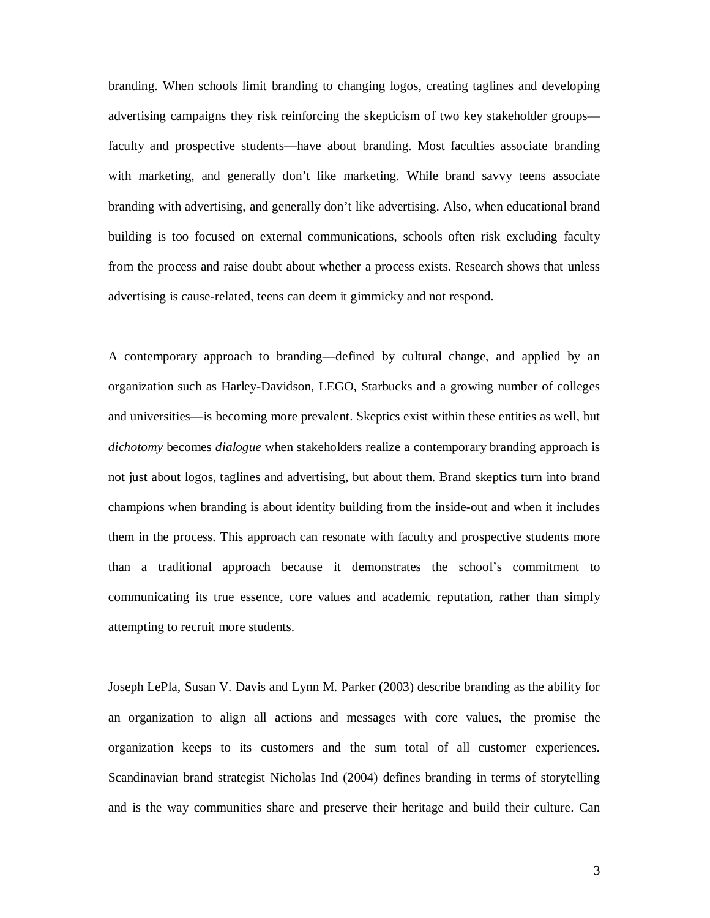branding. When schools limit branding to changing logos, creating taglines and developing advertising campaigns they risk reinforcing the skepticism of two key stakeholder groups—faculty and prospective students—have about branding. Most faculties associate branding with marketing, and generally don't like marketing. While brand savvy teens associate branding with advertising, and generally don't like advertising. Also, when educational brand building is too focused on external communications, schools often risk excluding faculty from the process and raise doubt about whether a process exists. Research shows that unless advertising is cause-related, teens can deem it gimmicky and not respond.

A contemporary approach to branding—defined by cultural change, and applied by an organization such as Harley-Davidson, LEGO, Starbucks and a growing number of colleges and universities—is becoming more prevalent. Skeptics exist within these entities as well, but *dichotomy* becomes *dialogue* when stakeholders realize a contemporary branding approach is not just about logos, taglines and advertising, but about them. Brand skeptics turn into brand champions when branding is about identity building from the inside-out and when it includes them in the process. This approach can resonate with faculty and prospective students more than a traditional approach because it demonstrates the school's commitment to communicating its true essence, core values and academic reputation, rather than simply attempting to recruit more students.

Joseph LePla, Susan V. Davis and Lynn M. Parker (2003) describe branding as the ability for an organization to align all actions and messages with core values, the promise the organization keeps to its customers and the sum total of all customer experiences. Scandinavian brand strategist Nicholas Ind (2004) defines branding in terms of storytelling and is the way communities share and preserve their heritage and build their culture. Can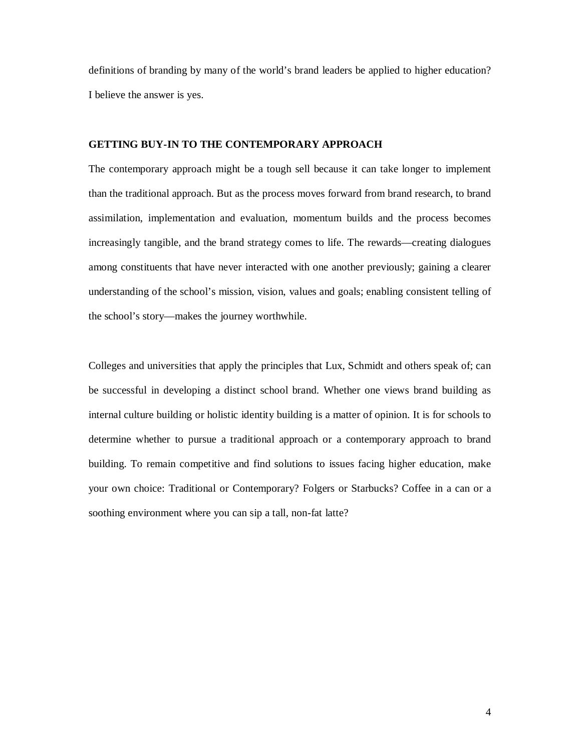definitions of branding by many of the world's brand leaders be applied to higher education? I believe the answer is yes.

## GETTING BUY-IN TO THE CONTEMPORARY APPROACH

The contemporary approach might be a tough sell because it can take longer to implement than the traditional approach. But as the process moves forward from brand research, to brand assimilation, implementation and evaluation, momentum builds and the process becomes increasingly tangible, and the brand strategy comes to life. The rewards—creating dialogues among constituents that have never interacted with one another previously; gaining a clearer understanding of the school's mission, vision, values and goals; enabling consistent telling of the school's story—makes the journey worthwhile.

Colleges and universities that apply the principles that Lux, Schmidt and others speak of; can be successful in developing a distinct school brand. Whether one views brand building as internal culture building or holistic identity building is a matter of opinion. It is for schools to determine whether to pursue a traditional approach or a contemporary approach to brand building. To remain competitive and find solutions to issues facing higher education, make your own choice: Traditional or Contemporary? Folgers or Starbucks? Coffee in a can or a soothing environment where you can sip a tall, non-fat latte?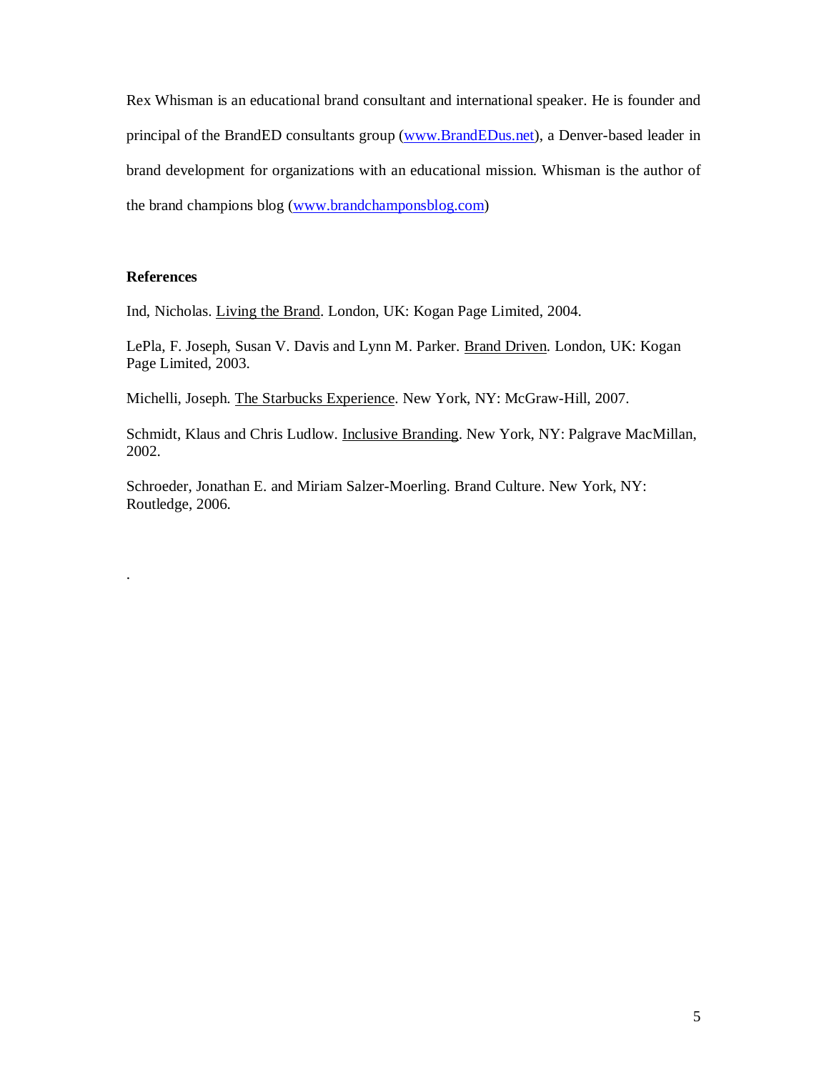Rex Whisman is an educational brand consultant and international speaker. He is founder and principal of the BrandED consultants group (www.BrandEDus.net), a Denver-based leader in brand development for organizations with an educational mission. Whisman is the author of the brand champions blog (www.brandchamponsblog.com)

**References**

Ind, Nicholas. Living the Brand. London, UK: Kogan Page Limited, 2004.

LePla, F. Joseph, Susan V. Davis and Lynn M. Parker. Brand Driven. London, UK: Kogan Page Limited, 2003.

Michelli, Joseph. The Starbucks Experience. New York, NY: McGraw-Hill, 2007.

Schmidt, Klaus and Chris Ludlow. Inclusive Branding. New York, NY: Palgrave MacMillan, 2002.

Schroeder, Jonathan E. and Miriam Salzer-Moerling. Brand Culture. New York, NY: Routledge, 2006.

.